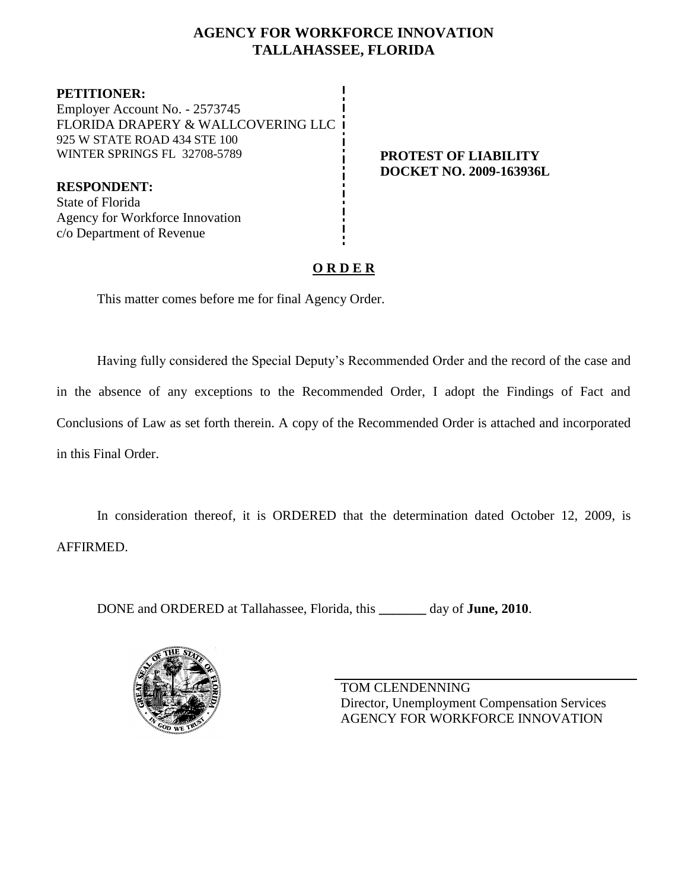# AGENCY FOR WORKFORCE INNOVATION
# TALLAHASSEE, FLORIDA

**PETITIONER:**
Employer Account No. - 2573745
FLORIDA DRAPERY & WALLCOVERING LLC
925 W STATE ROAD 434 STE 100
WINTER SPRINGS FL 32708-5789

**PROTEST OF LIABILITY**
**DOCKET NO. 2009-163936L**

**RESPONDENT:**
State of Florida
Agency for Workforce Innovation
c/o Department of Revenue

## O R D E R

This matter comes before me for final Agency Order.

Having fully considered the Special Deputy's Recommended Order and the record of the case and in the absence of any exceptions to the Recommended Order, I adopt the Findings of Fact and Conclusions of Law as set forth therein. A copy of the Recommended Order is attached and incorporated in this Final Order.

In consideration thereof, it is ORDERED that the determination dated October 12, 2009, is AFFIRMED.

DONE and ORDERED at Tallahassee, Florida, this _______ day of **June, 2010**.

TOM CLENDENNING
Director, Unemployment Compensation Services
AGENCY FOR WORKFORCE INNOVATION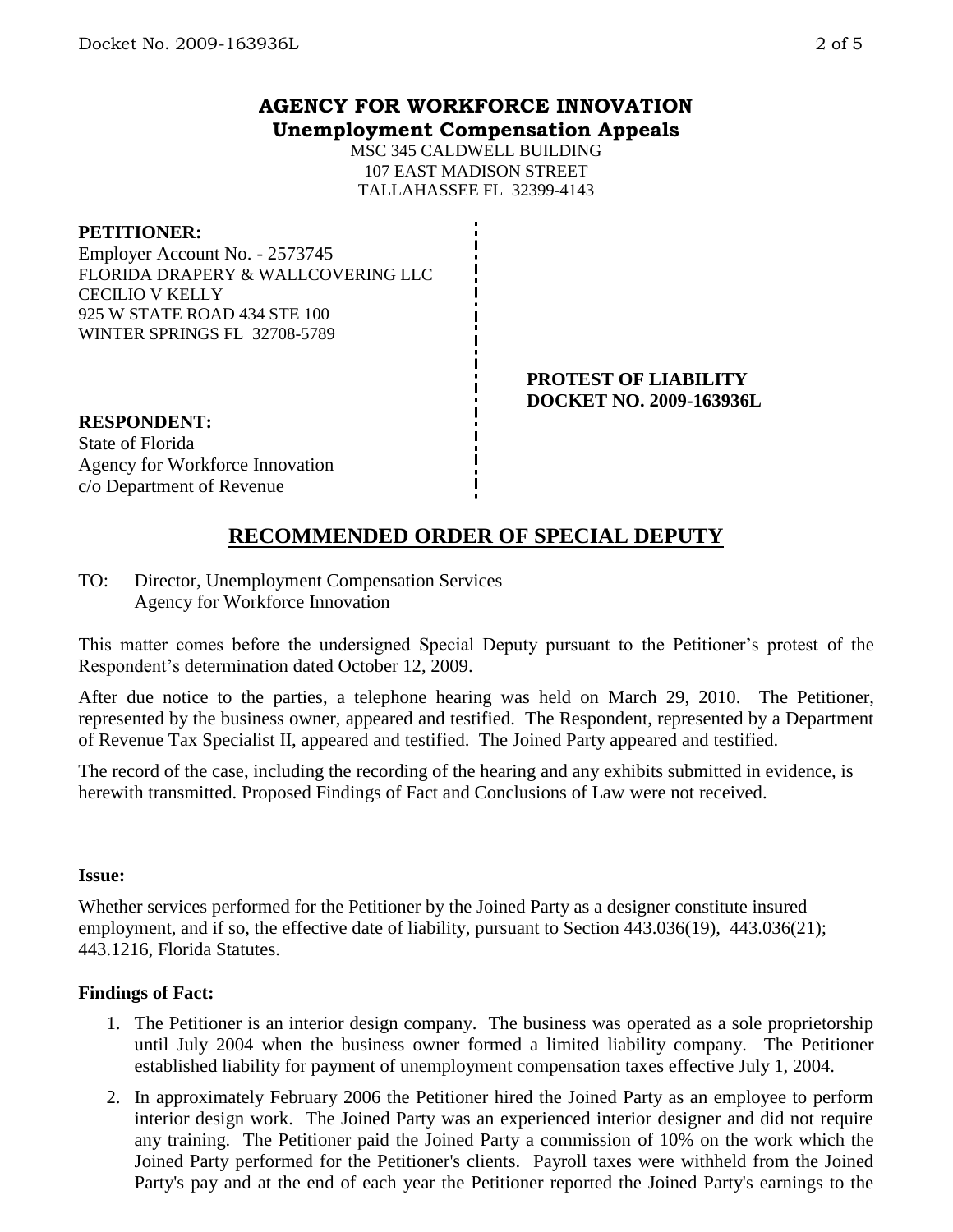## AGENCY FOR WORKFORCE INNOVATION
### Unemployment Compensation Appeals

MSC 345 CALDWELL BUILDING
107 EAST MADISON STREET
TALLAHASSEE FL 32399-4143

**PETITIONER:**
Employer Account No. - 2573745
FLORIDA DRAPERY & WALLCOVERING LLC
CECILIO V KELLY
925 W STATE ROAD 434 STE 100
WINTER SPRINGS FL 32708-5789

**PROTEST OF LIABILITY**
**DOCKET NO. 2009-163936L**

**RESPONDENT:**
State of Florida
Agency for Workforce Innovation
c/o Department of Revenue

## RECOMMENDED ORDER OF SPECIAL DEPUTY

TO: Director, Unemployment Compensation Services
Agency for Workforce Innovation

This matter comes before the undersigned Special Deputy pursuant to the Petitioner's protest of the Respondent's determination dated October 12, 2009.

After due notice to the parties, a telephone hearing was held on March 29, 2010. The Petitioner, represented by the business owner, appeared and testified. The Respondent, represented by a Department of Revenue Tax Specialist II, appeared and testified. The Joined Party appeared and testified.

The record of the case, including the recording of the hearing and any exhibits submitted in evidence, is herewith transmitted. Proposed Findings of Fact and Conclusions of Law were not received.

**Issue:**

Whether services performed for the Petitioner by the Joined Party as a designer constitute insured employment, and if so, the effective date of liability, pursuant to Section 443.036(19), 443.036(21); 443.1216, Florida Statutes.

**Findings of Fact:**

1. The Petitioner is an interior design company. The business was operated as a sole proprietorship until July 2004 when the business owner formed a limited liability company. The Petitioner established liability for payment of unemployment compensation taxes effective July 1, 2004.
2. In approximately February 2006 the Petitioner hired the Joined Party as an employee to perform interior design work. The Joined Party was an experienced interior designer and did not require any training. The Petitioner paid the Joined Party a commission of 10% on the work which the Joined Party performed for the Petitioner's clients. Payroll taxes were withheld from the Joined Party's pay and at the end of each year the Petitioner reported the Joined Party's earnings to the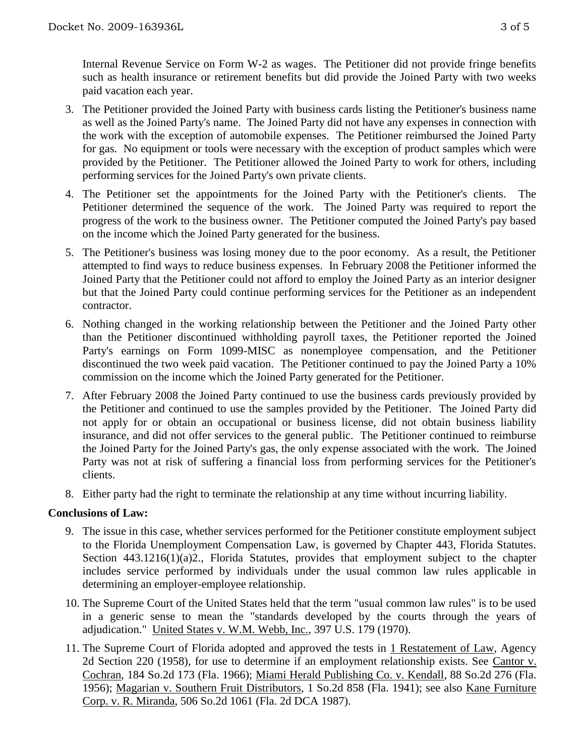Internal Revenue Service on Form W-2 as wages. The Petitioner did not provide fringe benefits such as health insurance or retirement benefits but did provide the Joined Party with two weeks paid vacation each year.

3. The Petitioner provided the Joined Party with business cards listing the Petitioner's business name as well as the Joined Party's name. The Joined Party did not have any expenses in connection with the work with the exception of automobile expenses. The Petitioner reimbursed the Joined Party for gas. No equipment or tools were necessary with the exception of product samples which were provided by the Petitioner. The Petitioner allowed the Joined Party to work for others, including performing services for the Joined Party's own private clients.

4. The Petitioner set the appointments for the Joined Party with the Petitioner's clients. The Petitioner determined the sequence of the work. The Joined Party was required to report the progress of the work to the business owner. The Petitioner computed the Joined Party's pay based on the income which the Joined Party generated for the business.

5. The Petitioner's business was losing money due to the poor economy. As a result, the Petitioner attempted to find ways to reduce business expenses. In February 2008 the Petitioner informed the Joined Party that the Petitioner could not afford to employ the Joined Party as an interior designer but that the Joined Party could continue performing services for the Petitioner as an independent contractor.

6. Nothing changed in the working relationship between the Petitioner and the Joined Party other than the Petitioner discontinued withholding payroll taxes, the Petitioner reported the Joined Party's earnings on Form 1099-MISC as nonemployee compensation, and the Petitioner discontinued the two week paid vacation. The Petitioner continued to pay the Joined Party a 10% commission on the income which the Joined Party generated for the Petitioner.

7. After February 2008 the Joined Party continued to use the business cards previously provided by the Petitioner and continued to use the samples provided by the Petitioner. The Joined Party did not apply for or obtain an occupational or business license, did not obtain business liability insurance, and did not offer services to the general public. The Petitioner continued to reimburse the Joined Party for the Joined Party's gas, the only expense associated with the work. The Joined Party was not at risk of suffering a financial loss from performing services for the Petitioner's clients.

8. Either party had the right to terminate the relationship at any time without incurring liability.

## Conclusions of Law:

9. The issue in this case, whether services performed for the Petitioner constitute employment subject to the Florida Unemployment Compensation Law, is governed by Chapter 443, Florida Statutes. Section 443.1216(1)(a)2., Florida Statutes, provides that employment subject to the chapter includes service performed by individuals under the usual common law rules applicable in determining an employer-employee relationship.

10. The Supreme Court of the United States held that the term "usual common law rules" is to be used in a generic sense to mean the "standards developed by the courts through the years of adjudication." United States v. W.M. Webb, Inc., 397 U.S. 179 (1970).

11. The Supreme Court of Florida adopted and approved the tests in 1 Restatement of Law, Agency 2d Section 220 (1958), for use to determine if an employment relationship exists. See Cantor v. Cochran, 184 So.2d 173 (Fla. 1966); Miami Herald Publishing Co. v. Kendall, 88 So.2d 276 (Fla. 1956); Magarian v. Southern Fruit Distributors, 1 So.2d 858 (Fla. 1941); see also Kane Furniture Corp. v. R. Miranda, 506 So.2d 1061 (Fla. 2d DCA 1987).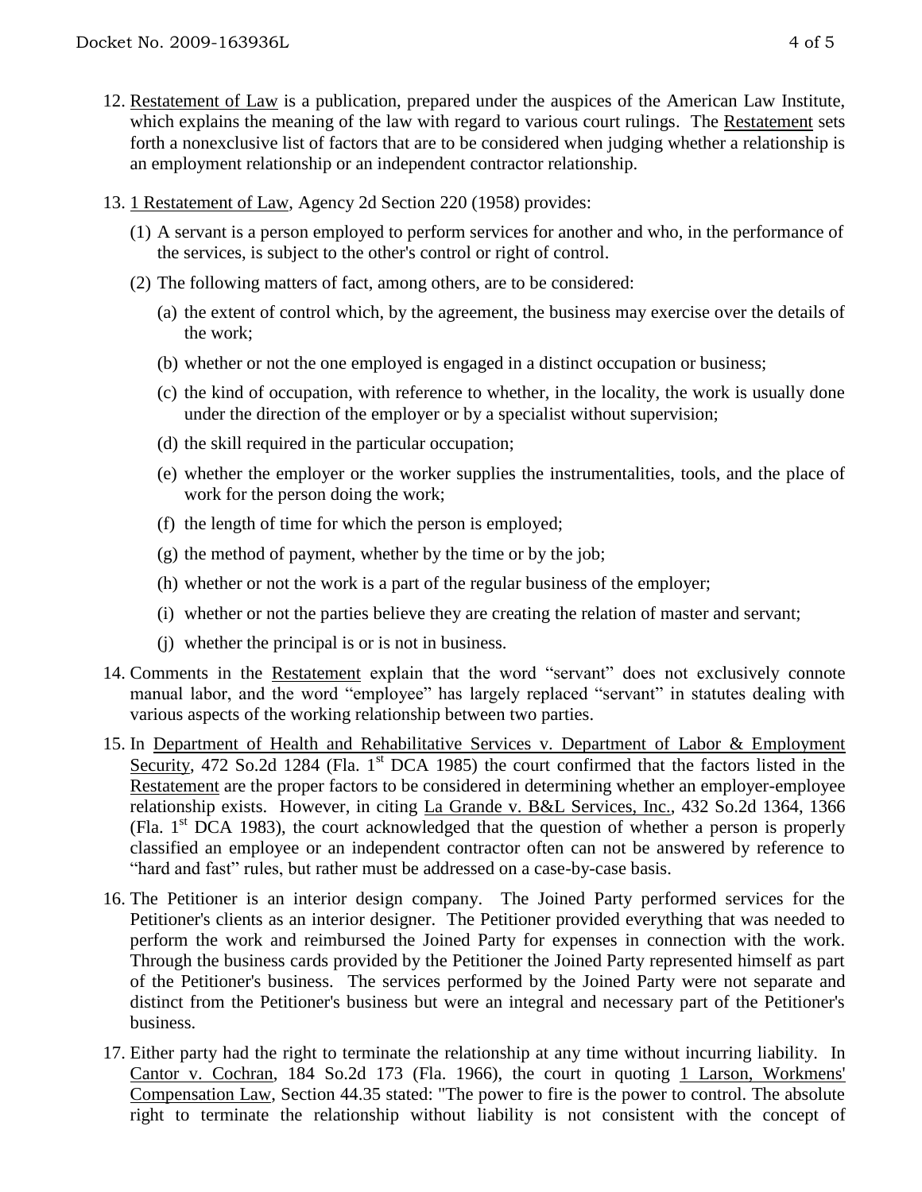12. Restatement of Law is a publication, prepared under the auspices of the American Law Institute, which explains the meaning of the law with regard to various court rulings. The Restatement sets forth a nonexclusive list of factors that are to be considered when judging whether a relationship is an employment relationship or an independent contractor relationship.

13. 1 Restatement of Law, Agency 2d Section 220 (1958) provides:

    (1) A servant is a person employed to perform services for another and who, in the performance of the services, is subject to the other's control or right of control.

    (2) The following matters of fact, among others, are to be considered:

       (a) the extent of control which, by the agreement, the business may exercise over the details of the work;

       (b) whether or not the one employed is engaged in a distinct occupation or business;

       (c) the kind of occupation, with reference to whether, in the locality, the work is usually done under the direction of the employer or by a specialist without supervision;

       (d) the skill required in the particular occupation;

       (e) whether the employer or the worker supplies the instrumentalities, tools, and the place of work for the person doing the work;

       (f) the length of time for which the person is employed;

       (g) the method of payment, whether by the time or by the job;

       (h) whether or not the work is a part of the regular business of the employer;

       (i) whether or not the parties believe they are creating the relation of master and servant;

       (j) whether the principal is or is not in business.

14. Comments in the Restatement explain that the word "servant" does not exclusively connote manual labor, and the word "employee" has largely replaced "servant" in statutes dealing with various aspects of the working relationship between two parties.

15. In Department of Health and Rehabilitative Services v. Department of Labor & Employment Security, 472 So.2d 1284 (Fla. 1st DCA 1985) the court confirmed that the factors listed in the Restatement are the proper factors to be considered in determining whether an employer-employee relationship exists. However, in citing La Grande v. B&L Services, Inc., 432 So.2d 1364, 1366 (Fla. 1st DCA 1983), the court acknowledged that the question of whether a person is properly classified an employee or an independent contractor often can not be answered by reference to "hard and fast" rules, but rather must be addressed on a case-by-case basis.

16. The Petitioner is an interior design company. The Joined Party performed services for the Petitioner's clients as an interior designer. The Petitioner provided everything that was needed to perform the work and reimbursed the Joined Party for expenses in connection with the work. Through the business cards provided by the Petitioner the Joined Party represented himself as part of the Petitioner's business. The services performed by the Joined Party were not separate and distinct from the Petitioner's business but were an integral and necessary part of the Petitioner's business.

17. Either party had the right to terminate the relationship at any time without incurring liability. In Cantor v. Cochran, 184 So.2d 173 (Fla. 1966), the court in quoting 1 Larson, Workmens' Compensation Law, Section 44.35 stated: "The power to fire is the power to control. The absolute right to terminate the relationship without liability is not consistent with the concept of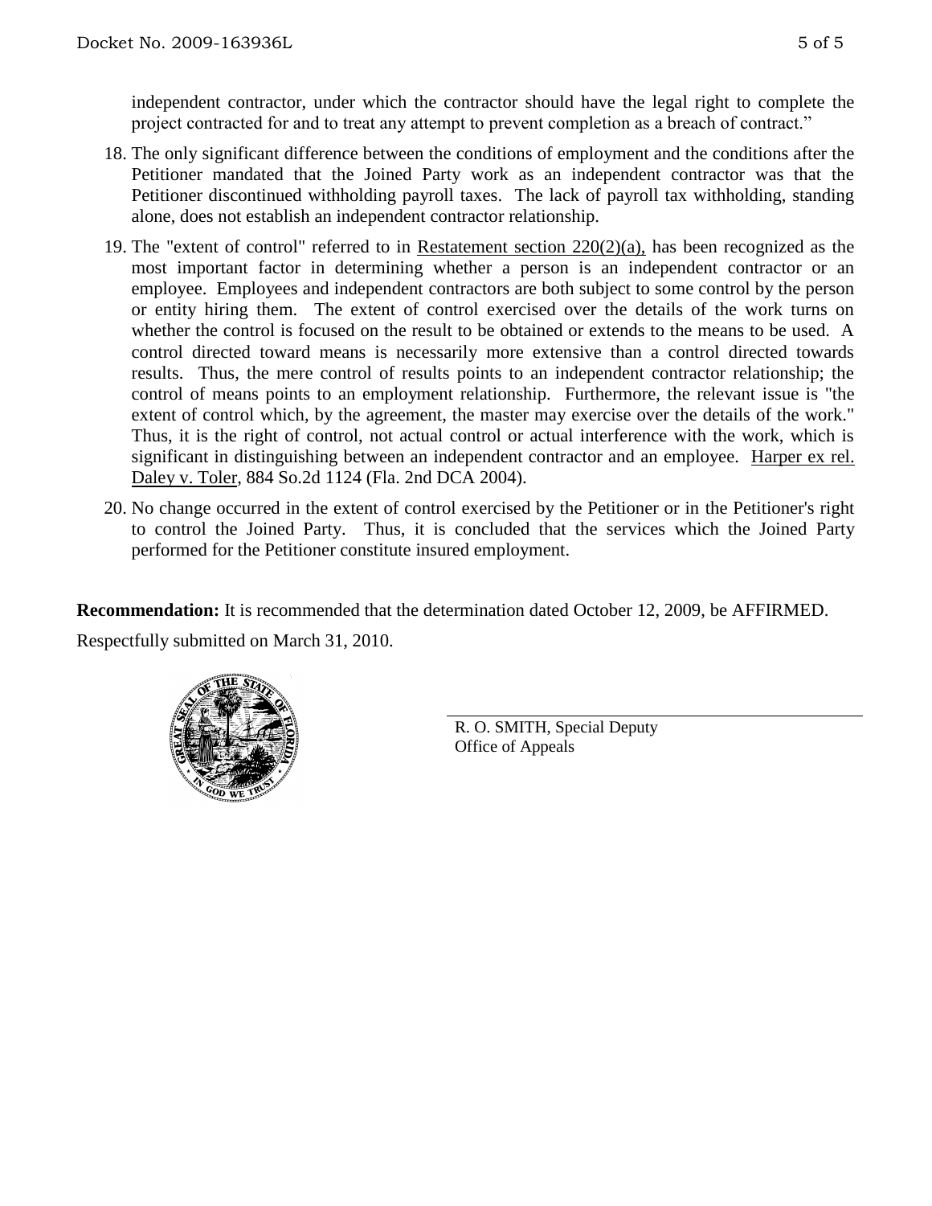independent contractor, under which the contractor should have the legal right to complete the project contracted for and to treat any attempt to prevent completion as a breach of contract."

18. The only significant difference between the conditions of employment and the conditions after the Petitioner mandated that the Joined Party work as an independent contractor was that the Petitioner discontinued withholding payroll taxes. The lack of payroll tax withholding, standing alone, does not establish an independent contractor relationship.

19. The "extent of control" referred to in Restatement section 220(2)(a), has been recognized as the most important factor in determining whether a person is an independent contractor or an employee. Employees and independent contractors are both subject to some control by the person or entity hiring them. The extent of control exercised over the details of the work turns on whether the control is focused on the result to be obtained or extends to the means to be used. A control directed toward means is necessarily more extensive than a control directed towards results. Thus, the mere control of results points to an independent contractor relationship; the control of means points to an employment relationship. Furthermore, the relevant issue is "the extent of control which, by the agreement, the master may exercise over the details of the work." Thus, it is the right of control, not actual control or actual interference with the work, which is significant in distinguishing between an independent contractor and an employee. Harper ex rel. Daley v. Toler, 884 So.2d 1124 (Fla. 2nd DCA 2004).

20. No change occurred in the extent of control exercised by the Petitioner or in the Petitioner's right to control the Joined Party. Thus, it is concluded that the services which the Joined Party performed for the Petitioner constitute insured employment.

**Recommendation:** It is recommended that the determination dated October 12, 2009, be AFFIRMED.

Respectfully submitted on March 31, 2010.

R. O. SMITH, Special Deputy
Office of Appeals